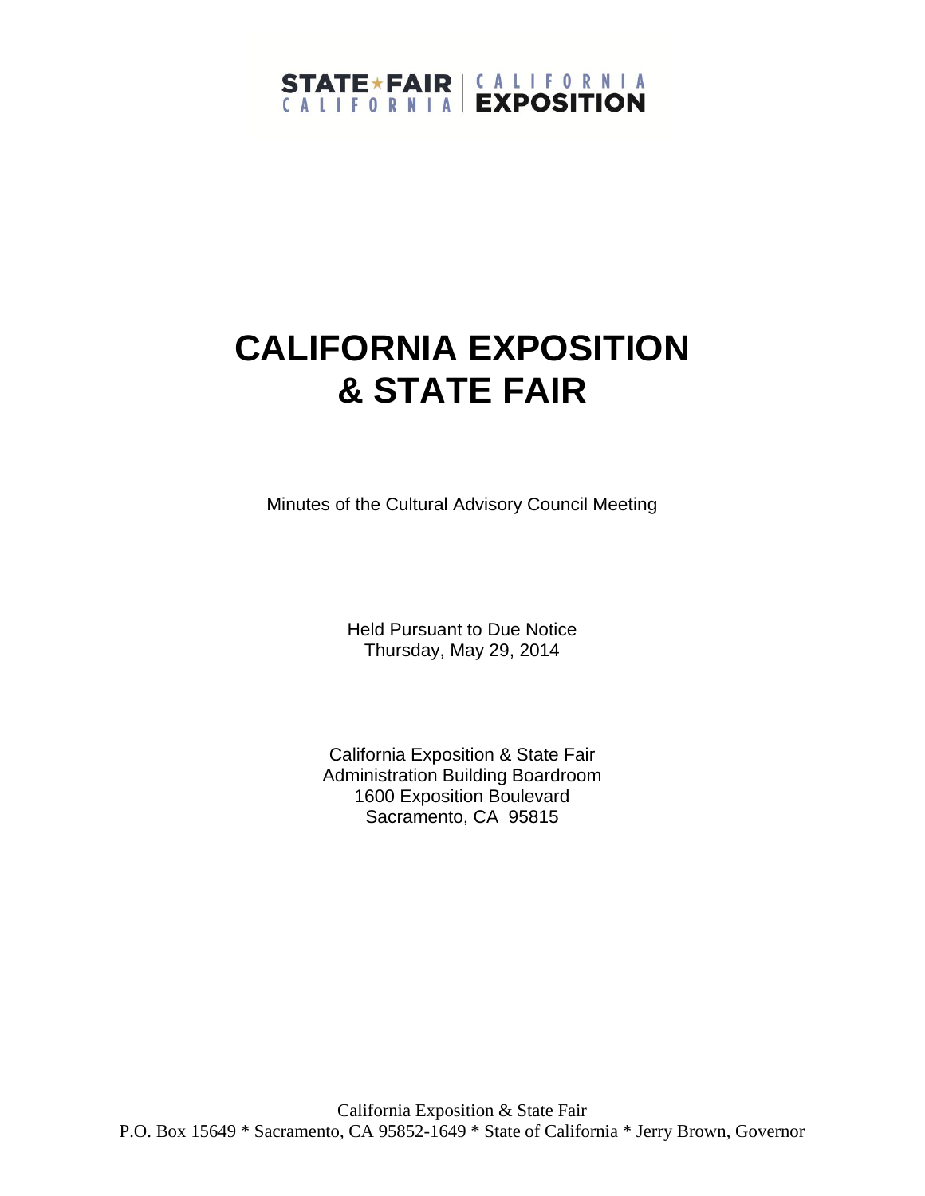STATE ★ FAIR CALIFORNIA | CALIFORNIA EXPOSITION

# CALIFORNIA EXPOSITION & STATE FAIR

Minutes of the Cultural Advisory Council Meeting

Held Pursuant to Due Notice
Thursday, May 29, 2014

California Exposition & State Fair
Administration Building Boardroom
1600 Exposition Boulevard
Sacramento, CA 95815

California Exposition & State Fair
P.O. Box 15649 * Sacramento, CA 95852-1649 * State of California * Jerry Brown, Governor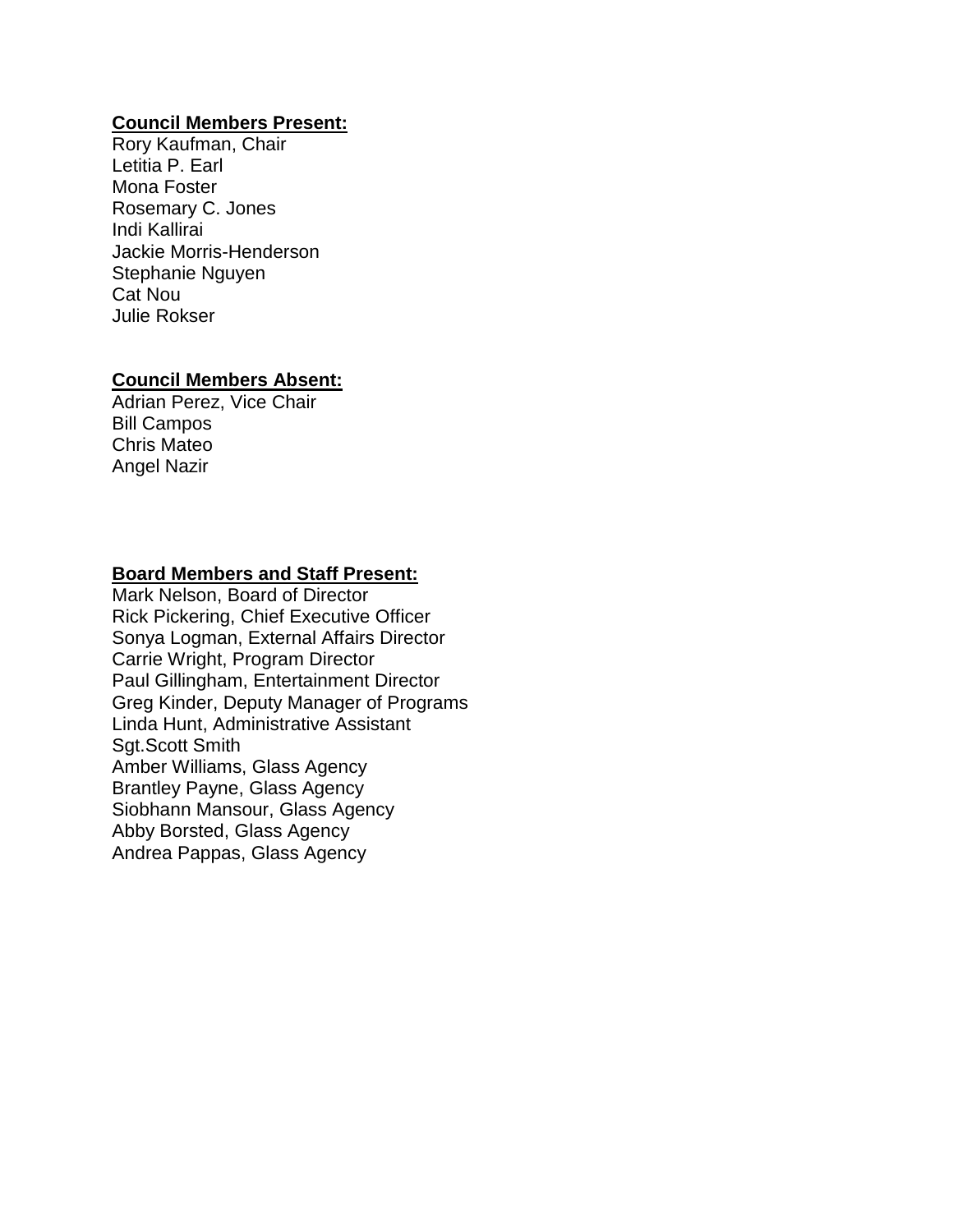**Council Members Present:**

Rory Kaufman, Chair
Letitia P. Earl
Mona Foster
Rosemary C. Jones
Indi Kallirai
Jackie Morris-Henderson
Stephanie Nguyen
Cat Nou
Julie Rokser

**Council Members Absent:**

Adrian Perez, Vice Chair
Bill Campos
Chris Mateo
Angel Nazir

**Board Members and Staff Present:**

Mark Nelson, Board of Director
Rick Pickering, Chief Executive Officer
Sonya Logman, External Affairs Director
Carrie Wright, Program Director
Paul Gillingham, Entertainment Director
Greg Kinder, Deputy Manager of Programs
Linda Hunt, Administrative Assistant
Sgt.Scott Smith
Amber Williams, Glass Agency
Brantley Payne, Glass Agency
Siobhann Mansour, Glass Agency
Abby Borsted, Glass Agency
Andrea Pappas, Glass Agency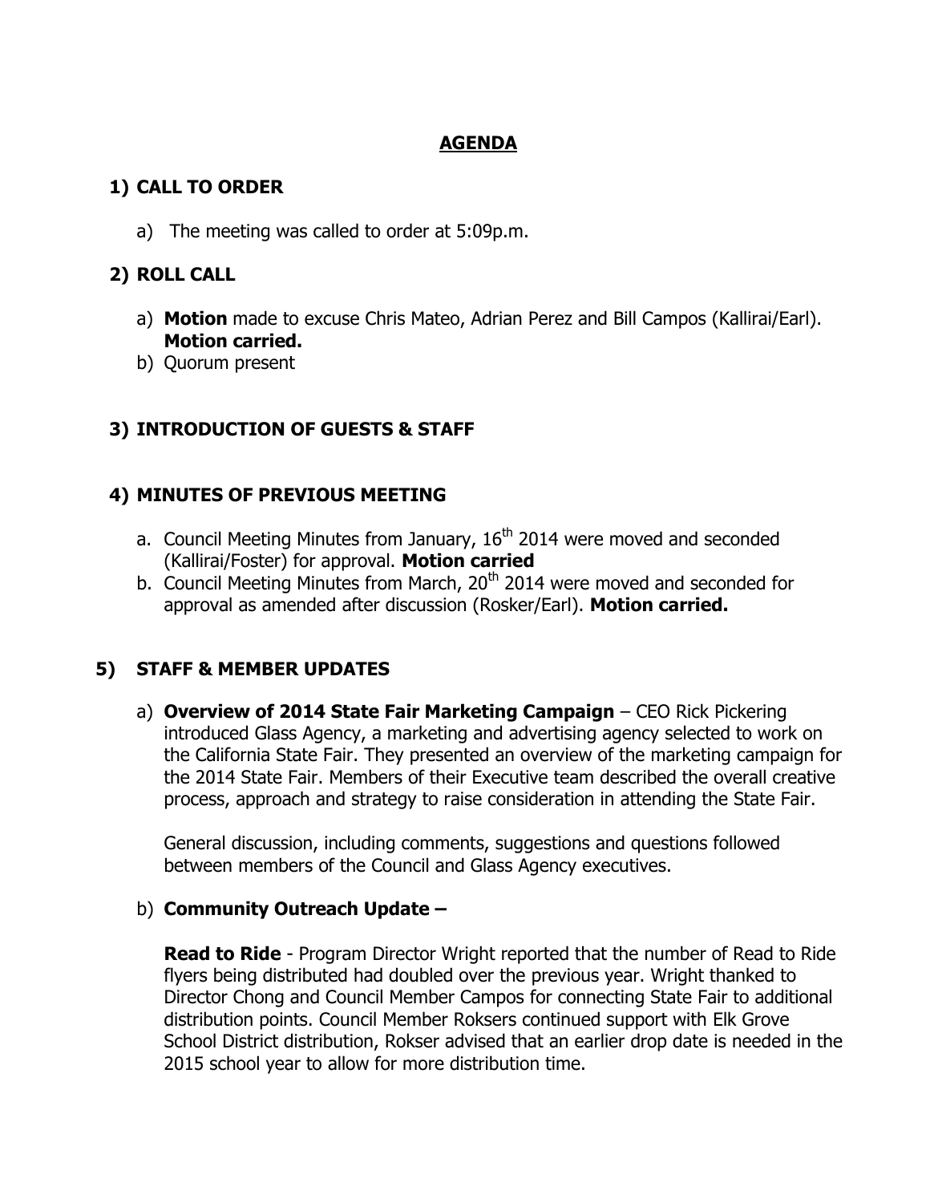## AGENDA

### 1) CALL TO ORDER

a) The meeting was called to order at 5:09p.m.

### 2) ROLL CALL

a) **Motion** made to excuse Chris Mateo, Adrian Perez and Bill Campos (Kallirai/Earl). **Motion carried.**
b) Quorum present

### 3) INTRODUCTION OF GUESTS & STAFF

### 4) MINUTES OF PREVIOUS MEETING

a. Council Meeting Minutes from January, 16th 2014 were moved and seconded (Kallirai/Foster) for approval. **Motion carried**
b. Council Meeting Minutes from March, 20th 2014 were moved and seconded for approval as amended after discussion (Rosker/Earl). **Motion carried.**

### 5) STAFF & MEMBER UPDATES

a) **Overview of 2014 State Fair Marketing Campaign** – CEO Rick Pickering introduced Glass Agency, a marketing and advertising agency selected to work on the California State Fair. They presented an overview of the marketing campaign for the 2014 State Fair. Members of their Executive team described the overall creative process, approach and strategy to raise consideration in attending the State Fair.

General discussion, including comments, suggestions and questions followed between members of the Council and Glass Agency executives.

b) **Community Outreach Update –**

**Read to Ride** - Program Director Wright reported that the number of Read to Ride flyers being distributed had doubled over the previous year. Wright thanked to Director Chong and Council Member Campos for connecting State Fair to additional distribution points. Council Member Roksers continued support with Elk Grove School District distribution, Rokser advised that an earlier drop date is needed in the 2015 school year to allow for more distribution time.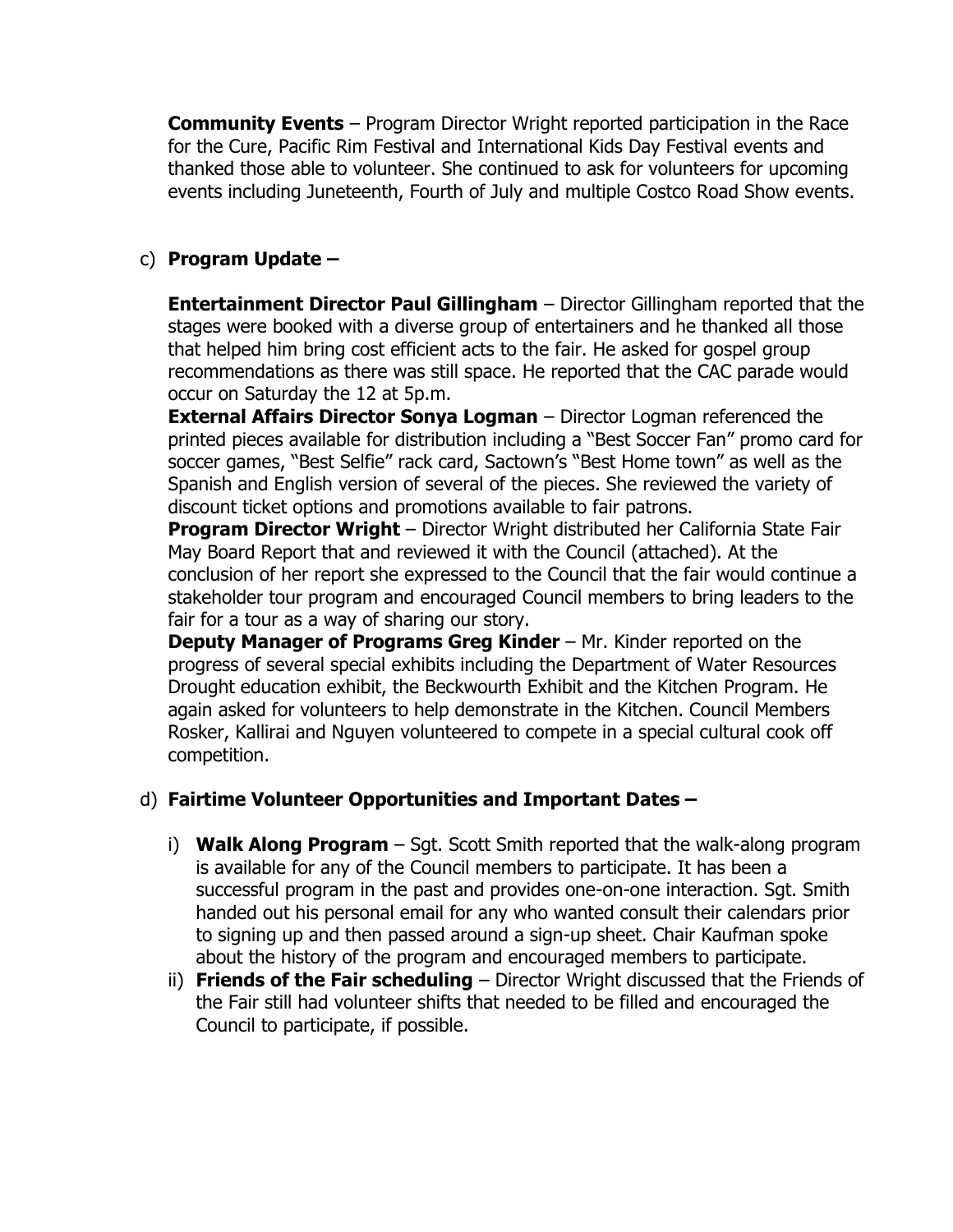**Community Events** – Program Director Wright reported participation in the Race for the Cure, Pacific Rim Festival and International Kids Day Festival events and thanked those able to volunteer. She continued to ask for volunteers for upcoming events including Juneteenth, Fourth of July and multiple Costco Road Show events.

c) **Program Update –**

**Entertainment Director Paul Gillingham** – Director Gillingham reported that the stages were booked with a diverse group of entertainers and he thanked all those that helped him bring cost efficient acts to the fair. He asked for gospel group recommendations as there was still space. He reported that the CAC parade would occur on Saturday the 12 at 5p.m.

**External Affairs Director Sonya Logman** – Director Logman referenced the printed pieces available for distribution including a "Best Soccer Fan" promo card for soccer games, "Best Selfie" rack card, Sactown's "Best Home town" as well as the Spanish and English version of several of the pieces. She reviewed the variety of discount ticket options and promotions available to fair patrons.

**Program Director Wright** – Director Wright distributed her California State Fair May Board Report that and reviewed it with the Council (attached). At the conclusion of her report she expressed to the Council that the fair would continue a stakeholder tour program and encouraged Council members to bring leaders to the fair for a tour as a way of sharing our story.

**Deputy Manager of Programs Greg Kinder** – Mr. Kinder reported on the progress of several special exhibits including the Department of Water Resources Drought education exhibit, the Beckwourth Exhibit and the Kitchen Program. He again asked for volunteers to help demonstrate in the Kitchen. Council Members Rosker, Kallirai and Nguyen volunteered to compete in a special cultural cook off competition.

d) **Fairtime Volunteer Opportunities and Important Dates –**

i) **Walk Along Program** – Sgt. Scott Smith reported that the walk-along program is available for any of the Council members to participate. It has been a successful program in the past and provides one-on-one interaction. Sgt. Smith handed out his personal email for any who wanted consult their calendars prior to signing up and then passed around a sign-up sheet. Chair Kaufman spoke about the history of the program and encouraged members to participate.

ii) **Friends of the Fair scheduling** – Director Wright discussed that the Friends of the Fair still had volunteer shifts that needed to be filled and encouraged the Council to participate, if possible.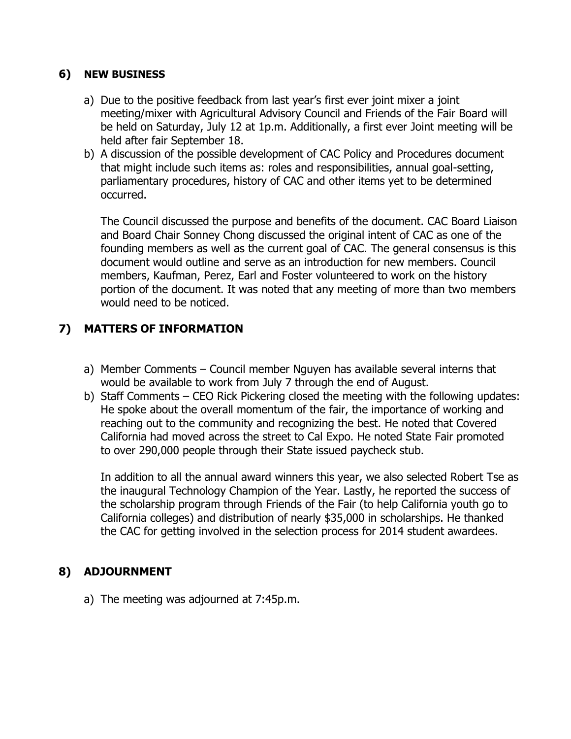## 6) NEW BUSINESS

a) Due to the positive feedback from last year's first ever joint mixer a joint meeting/mixer with Agricultural Advisory Council and Friends of the Fair Board will be held on Saturday, July 12 at 1p.m. Additionally, a first ever Joint meeting will be held after fair September 18.

b) A discussion of the possible development of CAC Policy and Procedures document that might include such items as: roles and responsibilities, annual goal-setting, parliamentary procedures, history of CAC and other items yet to be determined occurred.

   The Council discussed the purpose and benefits of the document. CAC Board Liaison and Board Chair Sonney Chong discussed the original intent of CAC as one of the founding members as well as the current goal of CAC. The general consensus is this document would outline and serve as an introduction for new members. Council members, Kaufman, Perez, Earl and Foster volunteered to work on the history portion of the document. It was noted that any meeting of more than two members would need to be noticed.

## 7) MATTERS OF INFORMATION

a) Member Comments – Council member Nguyen has available several interns that would be available to work from July 7 through the end of August.

b) Staff Comments – CEO Rick Pickering closed the meeting with the following updates: He spoke about the overall momentum of the fair, the importance of working and reaching out to the community and recognizing the best. He noted that Covered California had moved across the street to Cal Expo. He noted State Fair promoted to over 290,000 people through their State issued paycheck stub.

   In addition to all the annual award winners this year, we also selected Robert Tse as the inaugural Technology Champion of the Year. Lastly, he reported the success of the scholarship program through Friends of the Fair (to help California youth go to California colleges) and distribution of nearly $35,000 in scholarships. He thanked the CAC for getting involved in the selection process for 2014 student awardees.

## 8) ADJOURNMENT

a) The meeting was adjourned at 7:45p.m.